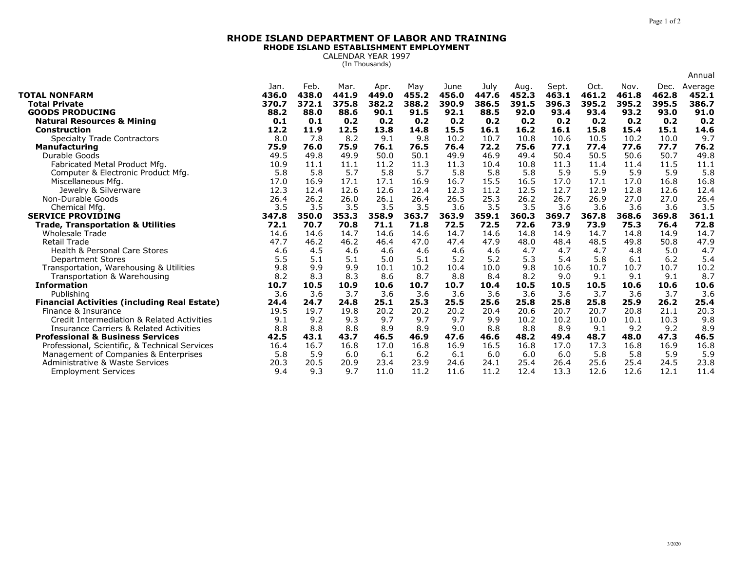# RHODE ISLAND DEPARTMENT OF LABOR AND TRAINING

## RHODE ISLAND ESTABLISHMENT EMPLOYMENT

CALENDAR YEAR 1997

(In Thousands)

| | Jan. | Feb. | Mar. | Apr. | May | June | July | Aug. | Sept. | Oct. | Nov. | Dec. | Annual Average |
|---|---|---|---|---|---|---|---|---|---|---|---|---|---|
| **TOTAL NONFARM** | **436.0** | **438.0** | **441.9** | **449.0** | **455.2** | **456.0** | **447.6** | **452.3** | **463.1** | **461.2** | **461.8** | **462.8** | **452.1** |
| **Total Private** | **370.7** | **372.1** | **375.8** | **382.2** | **388.2** | **390.9** | **386.5** | **391.5** | **396.3** | **395.2** | **395.2** | **395.5** | **386.7** |
| **GOODS PRODUCING** | **88.2** | **88.0** | **88.6** | **90.1** | **91.5** | **92.1** | **88.5** | **92.0** | **93.4** | **93.4** | **93.2** | **93.0** | **91.0** |
| **Natural Resources & Mining** | **0.1** | **0.1** | **0.2** | **0.2** | **0.2** | **0.2** | **0.2** | **0.2** | **0.2** | **0.2** | **0.2** | **0.2** | **0.2** |
| **Construction** | **12.2** | **11.9** | **12.5** | **13.8** | **14.8** | **15.5** | **16.1** | **16.2** | **16.1** | **15.8** | **15.4** | **15.1** | **14.6** |
| Specialty Trade Contractors | 8.0 | 7.8 | 8.2 | 9.1 | 9.8 | 10.2 | 10.7 | 10.8 | 10.6 | 10.5 | 10.2 | 10.0 | 9.7 |
| **Manufacturing** | **75.9** | **76.0** | **75.9** | **76.1** | **76.5** | **76.4** | **72.2** | **75.6** | **77.1** | **77.4** | **77.6** | **77.7** | **76.2** |
| Durable Goods | 49.5 | 49.8 | 49.9 | 50.0 | 50.1 | 49.9 | 46.9 | 49.4 | 50.4 | 50.5 | 50.6 | 50.7 | 49.8 |
| Fabricated Metal Product Mfg. | 10.9 | 11.1 | 11.1 | 11.2 | 11.3 | 11.3 | 10.4 | 10.8 | 11.3 | 11.4 | 11.4 | 11.5 | 11.1 |
| Computer & Electronic Product Mfg. | 5.8 | 5.8 | 5.7 | 5.8 | 5.7 | 5.8 | 5.8 | 5.8 | 5.9 | 5.9 | 5.9 | 5.9 | 5.8 |
| Miscellaneous Mfg. | 17.0 | 16.9 | 17.1 | 17.1 | 16.9 | 16.7 | 15.5 | 16.5 | 17.0 | 17.1 | 17.0 | 16.8 | 16.8 |
| Jewelry & Silverware | 12.3 | 12.4 | 12.6 | 12.6 | 12.4 | 12.3 | 11.2 | 12.5 | 12.7 | 12.9 | 12.8 | 12.6 | 12.4 |
| Non-Durable Goods | 26.4 | 26.2 | 26.0 | 26.1 | 26.4 | 26.5 | 25.3 | 26.2 | 26.7 | 26.9 | 27.0 | 27.0 | 26.4 |
| Chemical Mfg. | 3.5 | 3.5 | 3.5 | 3.5 | 3.5 | 3.6 | 3.5 | 3.5 | 3.6 | 3.6 | 3.6 | 3.6 | 3.5 |
| **SERVICE PROVIDING** | **347.8** | **350.0** | **353.3** | **358.9** | **363.7** | **363.9** | **359.1** | **360.3** | **369.7** | **367.8** | **368.6** | **369.8** | **361.1** |
| **Trade, Transportation & Utilities** | **72.1** | **70.7** | **70.8** | **71.1** | **71.8** | **72.5** | **72.5** | **72.6** | **73.9** | **73.9** | **75.3** | **76.4** | **72.8** |
| Wholesale Trade | 14.6 | 14.6 | 14.7 | 14.6 | 14.6 | 14.7 | 14.6 | 14.8 | 14.9 | 14.7 | 14.8 | 14.9 | 14.7 |
| Retail Trade | 47.7 | 46.2 | 46.2 | 46.4 | 47.0 | 47.4 | 47.9 | 48.0 | 48.4 | 48.5 | 49.8 | 50.8 | 47.9 |
| Health & Personal Care Stores | 4.6 | 4.5 | 4.6 | 4.6 | 4.6 | 4.6 | 4.6 | 4.7 | 4.7 | 4.7 | 4.8 | 5.0 | 4.7 |
| Department Stores | 5.5 | 5.1 | 5.1 | 5.0 | 5.1 | 5.2 | 5.2 | 5.3 | 5.4 | 5.8 | 6.1 | 6.2 | 5.4 |
| Transportation, Warehousing & Utilities | 9.8 | 9.9 | 9.9 | 10.1 | 10.2 | 10.4 | 10.0 | 9.8 | 10.6 | 10.7 | 10.7 | 10.7 | 10.2 |
| Transportation & Warehousing | 8.2 | 8.3 | 8.3 | 8.6 | 8.7 | 8.8 | 8.4 | 8.2 | 9.0 | 9.1 | 9.1 | 9.1 | 8.7 |
| **Information** | **10.7** | **10.5** | **10.9** | **10.6** | **10.7** | **10.7** | **10.4** | **10.5** | **10.5** | **10.5** | **10.6** | **10.6** | **10.6** |
| Publishing | 3.6 | 3.6 | 3.7 | 3.6 | 3.6 | 3.6 | 3.6 | 3.6 | 3.6 | 3.7 | 3.6 | 3.7 | 3.6 |
| **Financial Activities (including Real Estate)** | **24.4** | **24.7** | **24.8** | **25.1** | **25.3** | **25.5** | **25.6** | **25.8** | **25.8** | **25.8** | **25.9** | **26.2** | **25.4** |
| Finance & Insurance | 19.5 | 19.7 | 19.8 | 20.2 | 20.2 | 20.2 | 20.4 | 20.6 | 20.7 | 20.7 | 20.8 | 21.1 | 20.3 |
| Credit Intermediation & Related Activities | 9.1 | 9.2 | 9.3 | 9.7 | 9.7 | 9.7 | 9.9 | 10.2 | 10.2 | 10.0 | 10.1 | 10.3 | 9.8 |
| Insurance Carriers & Related Activities | 8.8 | 8.8 | 8.8 | 8.9 | 8.9 | 9.0 | 8.8 | 8.8 | 8.9 | 9.1 | 9.2 | 9.2 | 8.9 |
| **Professional & Business Services** | **42.5** | **43.1** | **43.7** | **46.5** | **46.9** | **47.6** | **46.6** | **48.2** | **49.4** | **48.7** | **48.0** | **47.3** | **46.5** |
| Professional, Scientific, & Technical Services | 16.4 | 16.7 | 16.8 | 17.0 | 16.8 | 16.9 | 16.5 | 16.8 | 17.0 | 17.3 | 16.8 | 16.9 | 16.8 |
| Management of Companies & Enterprises | 5.8 | 5.9 | 6.0 | 6.1 | 6.2 | 6.1 | 6.0 | 6.0 | 6.0 | 5.8 | 5.8 | 5.9 | 5.9 |
| Administrative & Waste Services | 20.3 | 20.5 | 20.9 | 23.4 | 23.9 | 24.6 | 24.1 | 25.4 | 26.4 | 25.6 | 25.4 | 24.5 | 23.8 |
| Employment Services | 9.4 | 9.3 | 9.7 | 11.0 | 11.2 | 11.6 | 11.2 | 12.4 | 13.3 | 12.6 | 12.6 | 12.1 | 11.4 |

3/2020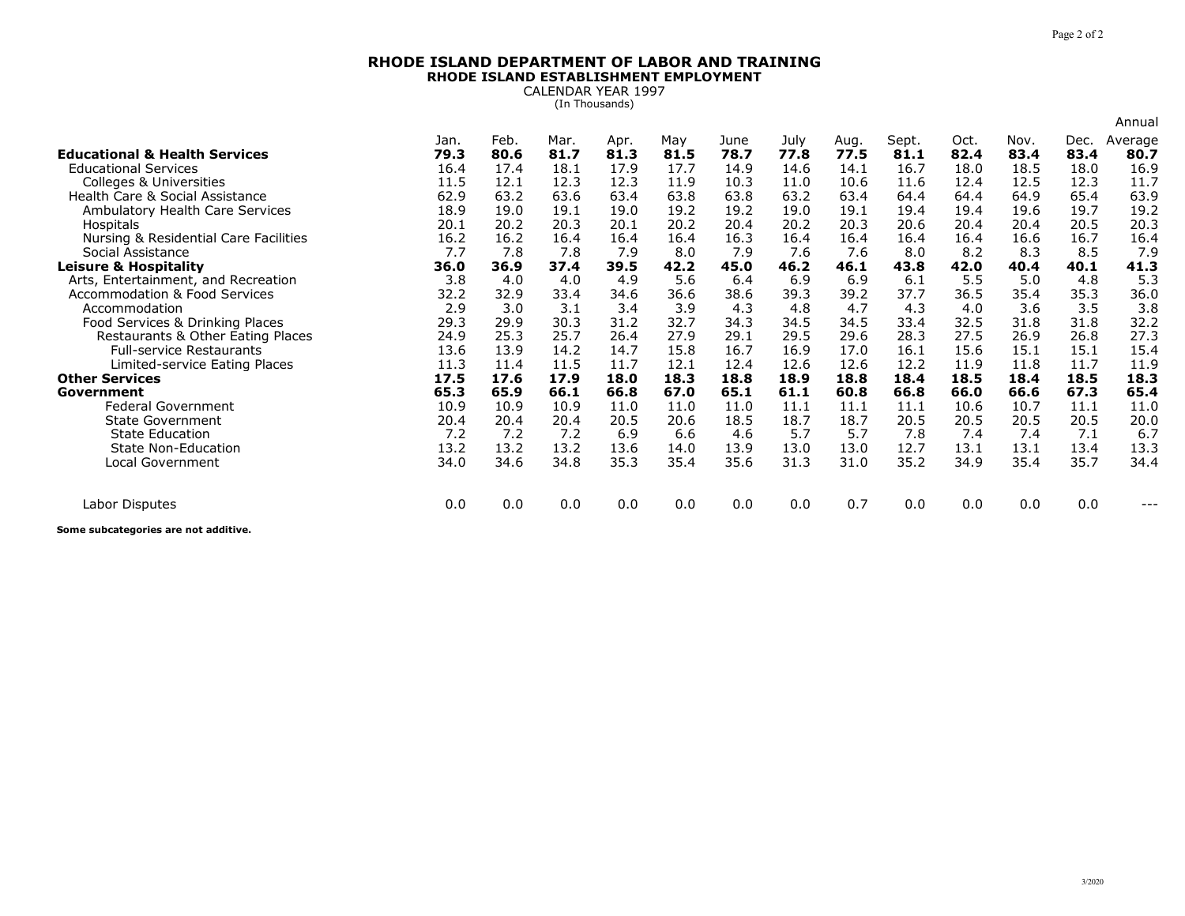# RHODE ISLAND DEPARTMENT OF LABOR AND TRAINING
## RHODE ISLAND ESTABLISHMENT EMPLOYMENT
CALENDAR YEAR 1997
(In Thousands)

| | Jan. | Feb. | Mar. | Apr. | May | June | July | Aug. | Sept. | Oct. | Nov. | Dec. | Annual Average |
|---|---|---|---|---|---|---|---|---|---|---|---|---|---|
| **Educational & Health Services** | **79.3** | **80.6** | **81.7** | **81.3** | **81.5** | **78.7** | **77.8** | **77.5** | **81.1** | **82.4** | **83.4** | **83.4** | **80.7** |
| Educational Services | 16.4 | 17.4 | 18.1 | 17.9 | 17.7 | 14.9 | 14.6 | 14.1 | 16.7 | 18.0 | 18.5 | 18.0 | 16.9 |
| Colleges & Universities | 11.5 | 12.1 | 12.3 | 12.3 | 11.9 | 10.3 | 11.0 | 10.6 | 11.6 | 12.4 | 12.5 | 12.3 | 11.7 |
| Health Care & Social Assistance | 62.9 | 63.2 | 63.6 | 63.4 | 63.8 | 63.8 | 63.2 | 63.4 | 64.4 | 64.4 | 64.9 | 65.4 | 63.9 |
| Ambulatory Health Care Services | 18.9 | 19.0 | 19.1 | 19.0 | 19.2 | 19.2 | 19.0 | 19.1 | 19.4 | 19.4 | 19.6 | 19.7 | 19.2 |
| Hospitals | 20.1 | 20.2 | 20.3 | 20.1 | 20.2 | 20.4 | 20.2 | 20.3 | 20.6 | 20.4 | 20.4 | 20.5 | 20.3 |
| Nursing & Residential Care Facilities | 16.2 | 16.2 | 16.4 | 16.4 | 16.4 | 16.3 | 16.4 | 16.4 | 16.4 | 16.4 | 16.6 | 16.7 | 16.4 |
| Social Assistance | 7.7 | 7.8 | 7.8 | 7.9 | 8.0 | 7.9 | 7.6 | 7.6 | 8.0 | 8.2 | 8.3 | 8.5 | 7.9 |
| **Leisure & Hospitality** | **36.0** | **36.9** | **37.4** | **39.5** | **42.2** | **45.0** | **46.2** | **46.1** | **43.8** | **42.0** | **40.4** | **40.1** | **41.3** |
| Arts, Entertainment, and Recreation | 3.8 | 4.0 | 4.0 | 4.9 | 5.6 | 6.4 | 6.9 | 6.9 | 6.1 | 5.5 | 5.0 | 4.8 | 5.3 |
| Accommodation & Food Services | 32.2 | 32.9 | 33.4 | 34.6 | 36.6 | 38.6 | 39.3 | 39.2 | 37.7 | 36.5 | 35.4 | 35.3 | 36.0 |
| Accommodation | 2.9 | 3.0 | 3.1 | 3.4 | 3.9 | 4.3 | 4.8 | 4.7 | 4.3 | 4.0 | 3.6 | 3.5 | 3.8 |
| Food Services & Drinking Places | 29.3 | 29.9 | 30.3 | 31.2 | 32.7 | 34.3 | 34.5 | 34.5 | 33.4 | 32.5 | 31.8 | 31.8 | 32.2 |
| Restaurants & Other Eating Places | 24.9 | 25.3 | 25.7 | 26.4 | 27.9 | 29.1 | 29.5 | 29.6 | 28.3 | 27.5 | 26.9 | 26.8 | 27.3 |
| Full-service Restaurants | 13.6 | 13.9 | 14.2 | 14.7 | 15.8 | 16.7 | 16.9 | 17.0 | 16.1 | 15.6 | 15.1 | 15.1 | 15.4 |
| Limited-service Eating Places | 11.3 | 11.4 | 11.5 | 11.7 | 12.1 | 12.4 | 12.6 | 12.6 | 12.2 | 11.9 | 11.8 | 11.7 | 11.9 |
| **Other Services** | **17.5** | **17.6** | **17.9** | **18.0** | **18.3** | **18.8** | **18.9** | **18.8** | **18.4** | **18.5** | **18.4** | **18.5** | **18.3** |
| **Government** | **65.3** | **65.9** | **66.1** | **66.8** | **67.0** | **65.1** | **61.1** | **60.8** | **66.8** | **66.0** | **66.6** | **67.3** | **65.4** |
| Federal Government | 10.9 | 10.9 | 10.9 | 11.0 | 11.0 | 11.0 | 11.1 | 11.1 | 11.1 | 10.6 | 10.7 | 11.1 | 11.0 |
| State Government | 20.4 | 20.4 | 20.4 | 20.5 | 20.6 | 18.5 | 18.7 | 18.7 | 20.5 | 20.5 | 20.5 | 20.5 | 20.0 |
| State Education | 7.2 | 7.2 | 7.2 | 6.9 | 6.6 | 4.6 | 5.7 | 5.7 | 7.8 | 7.4 | 7.4 | 7.1 | 6.7 |
| State Non-Education | 13.2 | 13.2 | 13.2 | 13.6 | 14.0 | 13.9 | 13.0 | 13.0 | 12.7 | 13.1 | 13.1 | 13.4 | 13.3 |
| Local Government | 34.0 | 34.6 | 34.8 | 35.3 | 35.4 | 35.6 | 31.3 | 31.0 | 35.2 | 34.9 | 35.4 | 35.7 | 34.4 |
| Labor Disputes | 0.0 | 0.0 | 0.0 | 0.0 | 0.0 | 0.0 | 0.0 | 0.7 | 0.0 | 0.0 | 0.0 | 0.0 | --- |

**Some subcategories are not additive.**

3/2020